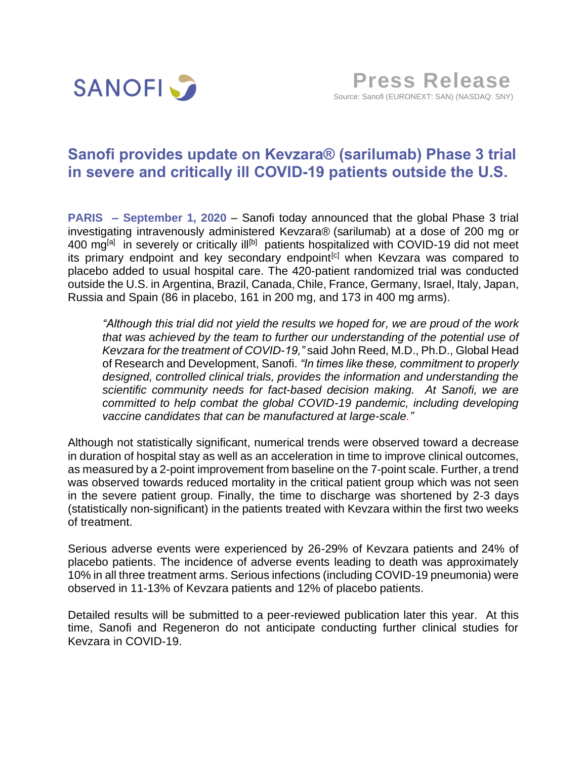SANOFI

**Press Release**

Source: Sanofi (EURONEXT: SAN) (NASDAQ: SNY)

# Sanofi provides update on Kevzara® (sarilumab) Phase 3 trial in severe and critically ill COVID-19 patients outside the U.S.

**PARIS – September 1, 2020** – Sanofi today announced that the global Phase 3 trial investigating intravenously administered Kevzara® (sarilumab) at a dose of 200 mg or 400 mg[a] in severely or critically ill[b] patients hospitalized with COVID-19 did not meet its primary endpoint and key secondary endpoint[c] when Kevzara was compared to placebo added to usual hospital care. The 420-patient randomized trial was conducted outside the U.S. in Argentina, Brazil, Canada, Chile, France, Germany, Israel, Italy, Japan, Russia and Spain (86 in placebo, 161 in 200 mg, and 173 in 400 mg arms).

> *"Although this trial did not yield the results we hoped for, we are proud of the work that was achieved by the team to further our understanding of the potential use of Kevzara for the treatment of COVID-19,"* said John Reed, M.D., Ph.D., Global Head of Research and Development, Sanofi. *"In times like these, commitment to properly designed, controlled clinical trials, provides the information and understanding the scientific community needs for fact-based decision making. At Sanofi, we are committed to help combat the global COVID-19 pandemic, including developing vaccine candidates that can be manufactured at large-scale."*

Although not statistically significant, numerical trends were observed toward a decrease in duration of hospital stay as well as an acceleration in time to improve clinical outcomes, as measured by a 2-point improvement from baseline on the 7-point scale. Further, a trend was observed towards reduced mortality in the critical patient group which was not seen in the severe patient group. Finally, the time to discharge was shortened by 2-3 days (statistically non-significant) in the patients treated with Kevzara within the first two weeks of treatment.

Serious adverse events were experienced by 26-29% of Kevzara patients and 24% of placebo patients. The incidence of adverse events leading to death was approximately 10% in all three treatment arms. Serious infections (including COVID-19 pneumonia) were observed in 11-13% of Kevzara patients and 12% of placebo patients.

Detailed results will be submitted to a peer-reviewed publication later this year. At this time, Sanofi and Regeneron do not anticipate conducting further clinical studies for Kevzara in COVID-19.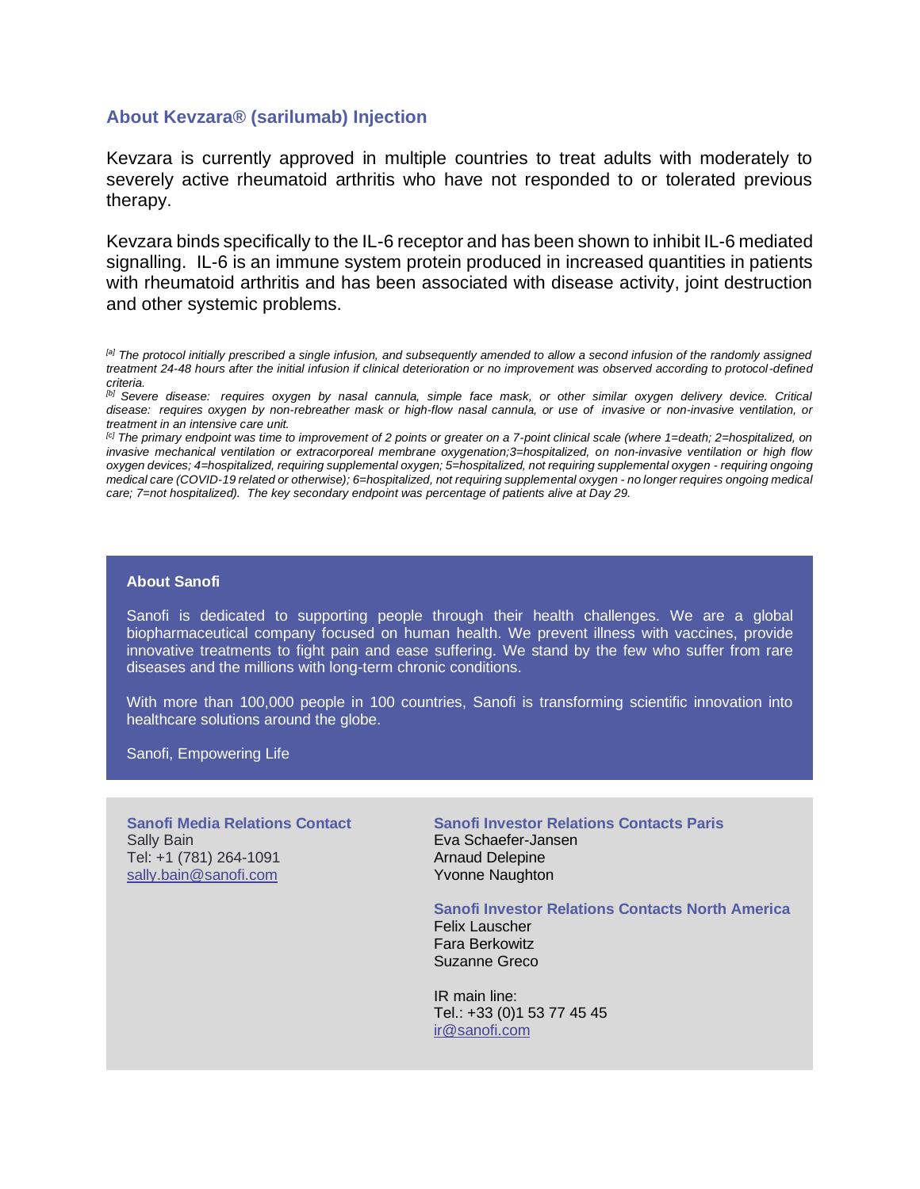## About Kevzara® (sarilumab) Injection

Kevzara is currently approved in multiple countries to treat adults with moderately to severely active rheumatoid arthritis who have not responded to or tolerated previous therapy.

Kevzara binds specifically to the IL-6 receptor and has been shown to inhibit IL-6 mediated signalling. IL-6 is an immune system protein produced in increased quantities in patients with rheumatoid arthritis and has been associated with disease activity, joint destruction and other systemic problems.

*[a] The protocol initially prescribed a single infusion, and subsequently amended to allow a second infusion of the randomly assigned treatment 24-48 hours after the initial infusion if clinical deterioration or no improvement was observed according to protocol-defined criteria.*

*[b] Severe disease: requires oxygen by nasal cannula, simple face mask, or other similar oxygen delivery device. Critical disease: requires oxygen by non-rebreather mask or high-flow nasal cannula, or use of invasive or non-invasive ventilation, or treatment in an intensive care unit.*

*[c] The primary endpoint was time to improvement of 2 points or greater on a 7-point clinical scale (where 1=death; 2=hospitalized, on invasive mechanical ventilation or extracorporeal membrane oxygenation;3=hospitalized, on non-invasive ventilation or high flow oxygen devices; 4=hospitalized, requiring supplemental oxygen; 5=hospitalized, not requiring supplemental oxygen - requiring ongoing medical care (COVID-19 related or otherwise); 6=hospitalized, not requiring supplemental oxygen - no longer requires ongoing medical care; 7=not hospitalized). The key secondary endpoint was percentage of patients alive at Day 29.*

### About Sanofi

Sanofi is dedicated to supporting people through their health challenges. We are a global biopharmaceutical company focused on human health. We prevent illness with vaccines, provide innovative treatments to fight pain and ease suffering. We stand by the few who suffer from rare diseases and the millions with long-term chronic conditions.

With more than 100,000 people in 100 countries, Sanofi is transforming scientific innovation into healthcare solutions around the globe.

Sanofi, Empowering Life

**Sanofi Media Relations Contact**
Sally Bain
Tel: +1 (781) 264-1091
sally.bain@sanofi.com

**Sanofi Investor Relations Contacts Paris**
Eva Schaefer-Jansen
Arnaud Delepine
Yvonne Naughton

**Sanofi Investor Relations Contacts North America**
Felix Lauscher
Fara Berkowitz
Suzanne Greco

IR main line:
Tel.: +33 (0)1 53 77 45 45
ir@sanofi.com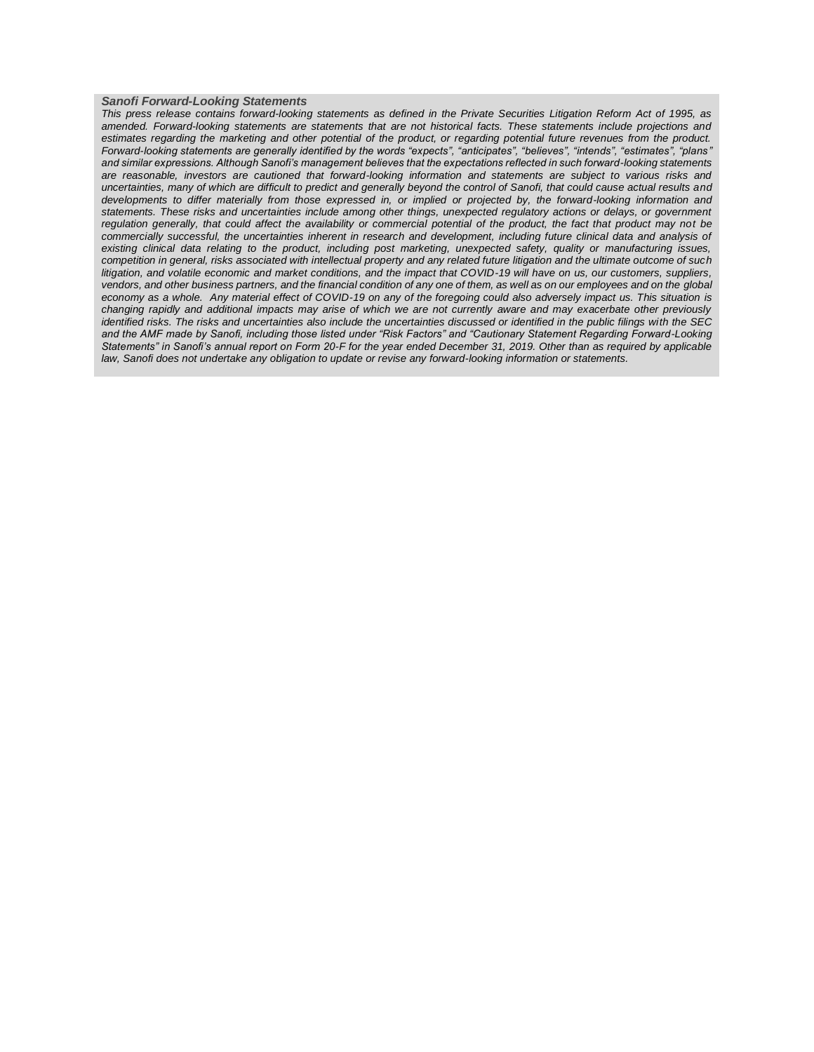***Sanofi Forward-Looking Statements***

*This press release contains forward-looking statements as defined in the Private Securities Litigation Reform Act of 1995, as amended. Forward-looking statements are statements that are not historical facts. These statements include projections and estimates regarding the marketing and other potential of the product, or regarding potential future revenues from the product. Forward-looking statements are generally identified by the words "expects", "anticipates", "believes", "intends", "estimates", "plans" and similar expressions. Although Sanofi's management believes that the expectations reflected in such forward-looking statements are reasonable, investors are cautioned that forward-looking information and statements are subject to various risks and uncertainties, many of which are difficult to predict and generally beyond the control of Sanofi, that could cause actual results and developments to differ materially from those expressed in, or implied or projected by, the forward-looking information and statements. These risks and uncertainties include among other things, unexpected regulatory actions or delays, or government regulation generally, that could affect the availability or commercial potential of the product, the fact that product may not be commercially successful, the uncertainties inherent in research and development, including future clinical data and analysis of existing clinical data relating to the product, including post marketing, unexpected safety, quality or manufacturing issues, competition in general, risks associated with intellectual property and any related future litigation and the ultimate outcome of such litigation, and volatile economic and market conditions, and the impact that COVID-19 will have on us, our customers, suppliers, vendors, and other business partners, and the financial condition of any one of them, as well as on our employees and on the global economy as a whole. Any material effect of COVID-19 on any of the foregoing could also adversely impact us. This situation is changing rapidly and additional impacts may arise of which we are not currently aware and may exacerbate other previously identified risks. The risks and uncertainties also include the uncertainties discussed or identified in the public filings with the SEC and the AMF made by Sanofi, including those listed under "Risk Factors" and "Cautionary Statement Regarding Forward-Looking Statements" in Sanofi's annual report on Form 20-F for the year ended December 31, 2019. Other than as required by applicable law, Sanofi does not undertake any obligation to update or revise any forward-looking information or statements.*